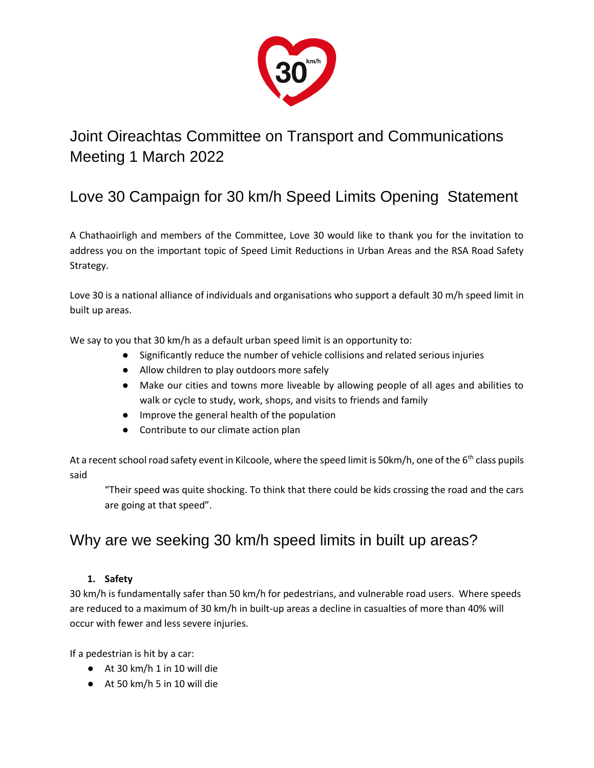# Joint Oireachtas Committee on Transport and Communications Meeting 1 March 2022

# Love 30 Campaign for 30 km/h Speed Limits Opening Statement

A Chathaoirligh and members of the Committee, Love 30 would like to thank you for the invitation to address you on the important topic of Speed Limit Reductions in Urban Areas and the RSA Road Safety Strategy.

Love 30 is a national alliance of individuals and organisations who support a default 30 m/h speed limit in built up areas.

We say to you that 30 km/h as a default urban speed limit is an opportunity to:

- Significantly reduce the number of vehicle collisions and related serious injuries
- Allow children to play outdoors more safely
- Make our cities and towns more liveable by allowing people of all ages and abilities to walk or cycle to study, work, shops, and visits to friends and family
- Improve the general health of the population
- Contribute to our climate action plan

At a recent school road safety event in Kilcoole, where the speed limit is 50km/h, one of the 6th class pupils said

> "Their speed was quite shocking. To think that there could be kids crossing the road and the cars are going at that speed".

## Why are we seeking 30 km/h speed limits in built up areas?

1. **Safety**

30 km/h is fundamentally safer than 50 km/h for pedestrians, and vulnerable road users. Where speeds are reduced to a maximum of 30 km/h in built-up areas a decline in casualties of more than 40% will occur with fewer and less severe injuries.

If a pedestrian is hit by a car:

- At 30 km/h 1 in 10 will die
- At 50 km/h 5 in 10 will die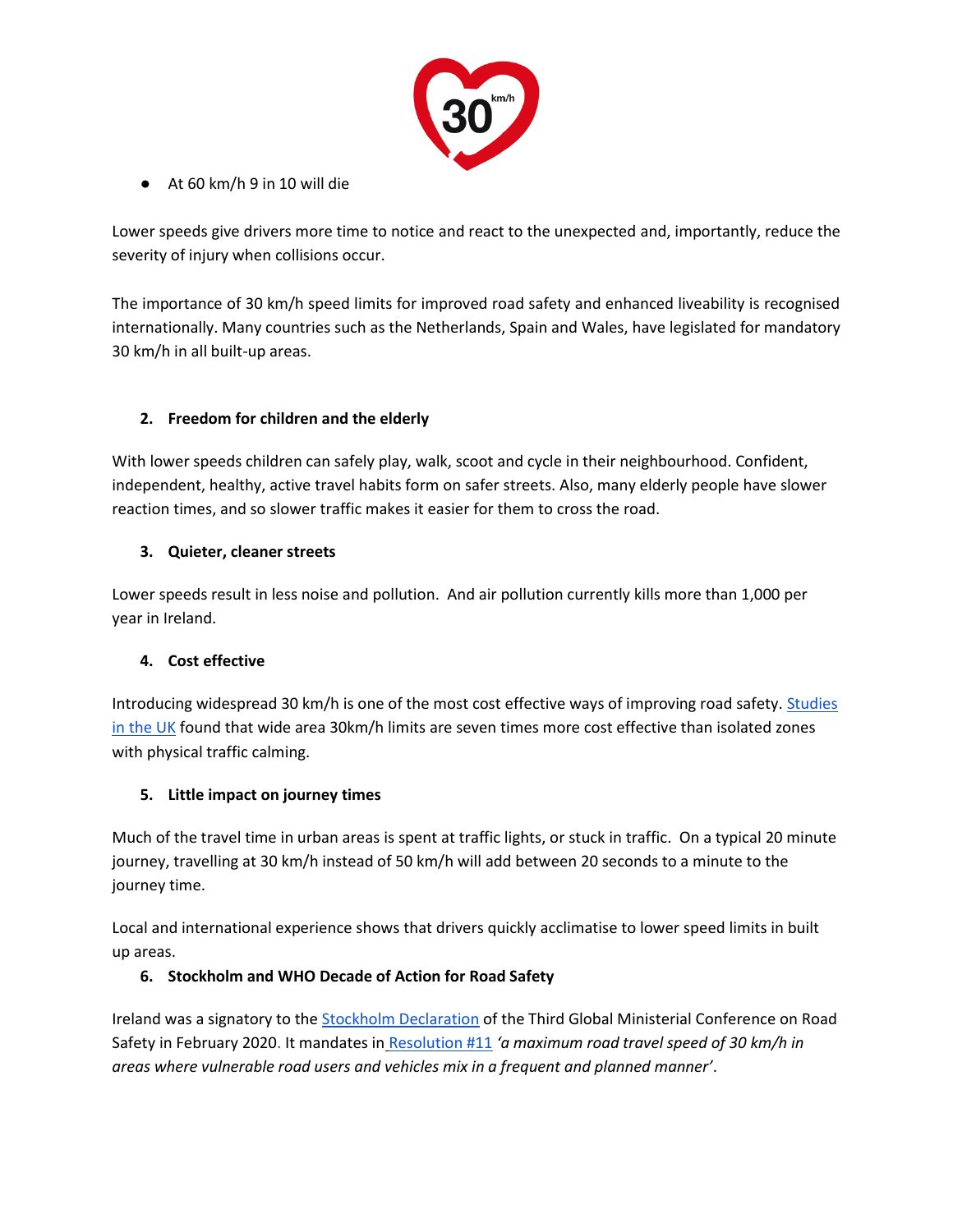- At 60 km/h 9 in 10 will die

Lower speeds give drivers more time to notice and react to the unexpected and, importantly, reduce the severity of injury when collisions occur.

The importance of 30 km/h speed limits for improved road safety and enhanced liveability is recognised internationally. Many countries such as the Netherlands, Spain and Wales, have legislated for mandatory 30 km/h in all built-up areas.

**2. Freedom for children and the elderly**

With lower speeds children can safely play, walk, scoot and cycle in their neighbourhood. Confident, independent, healthy, active travel habits form on safer streets. Also, many elderly people have slower reaction times, and so slower traffic makes it easier for them to cross the road.

**3. Quieter, cleaner streets**

Lower speeds result in less noise and pollution. And air pollution currently kills more than 1,000 per year in Ireland.

**4. Cost effective**

Introducing widespread 30 km/h is one of the most cost effective ways of improving road safety. Studies in the UK found that wide area 30km/h limits are seven times more cost effective than isolated zones with physical traffic calming.

**5. Little impact on journey times**

Much of the travel time in urban areas is spent at traffic lights, or stuck in traffic. On a typical 20 minute journey, travelling at 30 km/h instead of 50 km/h will add between 20 seconds to a minute to the journey time.

Local and international experience shows that drivers quickly acclimatise to lower speed limits in built up areas.

**6. Stockholm and WHO Decade of Action for Road Safety**

Ireland was a signatory to the Stockholm Declaration of the Third Global Ministerial Conference on Road Safety in February 2020. It mandates in Resolution #11 *'a maximum road travel speed of 30 km/h in areas where vulnerable road users and vehicles mix in a frequent and planned manner'*.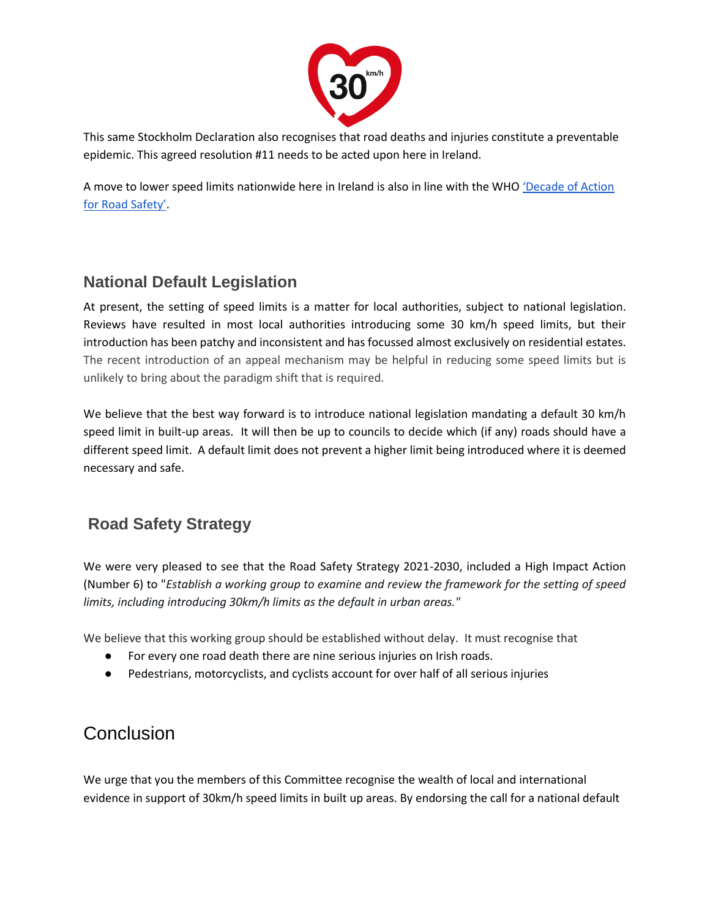This same Stockholm Declaration also recognises that road deaths and injuries constitute a preventable epidemic. This agreed resolution #11 needs to be acted upon here in Ireland.

A move to lower speed limits nationwide here in Ireland is also in line with the WHO ['Decade of Action for Road Safety'].

## National Default Legislation

At present, the setting of speed limits is a matter for local authorities, subject to national legislation. Reviews have resulted in most local authorities introducing some 30 km/h speed limits, but their introduction has been patchy and inconsistent and has focussed almost exclusively on residential estates. The recent introduction of an appeal mechanism may be helpful in reducing some speed limits but is unlikely to bring about the paradigm shift that is required.

We believe that the best way forward is to introduce national legislation mandating a default 30 km/h speed limit in built-up areas. It will then be up to councils to decide which (if any) roads should have a different speed limit. A default limit does not prevent a higher limit being introduced where it is deemed necessary and safe.

## Road Safety Strategy

We were very pleased to see that the Road Safety Strategy 2021-2030, included a High Impact Action (Number 6) to "*Establish a working group to examine and review the framework for the setting of speed limits, including introducing 30km/h limits as the default in urban areas.*"

We believe that this working group should be established without delay. It must recognise that

- For every one road death there are nine serious injuries on Irish roads.
- Pedestrians, motorcyclists, and cyclists account for over half of all serious injuries

## Conclusion

We urge that you the members of this Committee recognise the wealth of local and international evidence in support of 30km/h speed limits in built up areas. By endorsing the call for a national default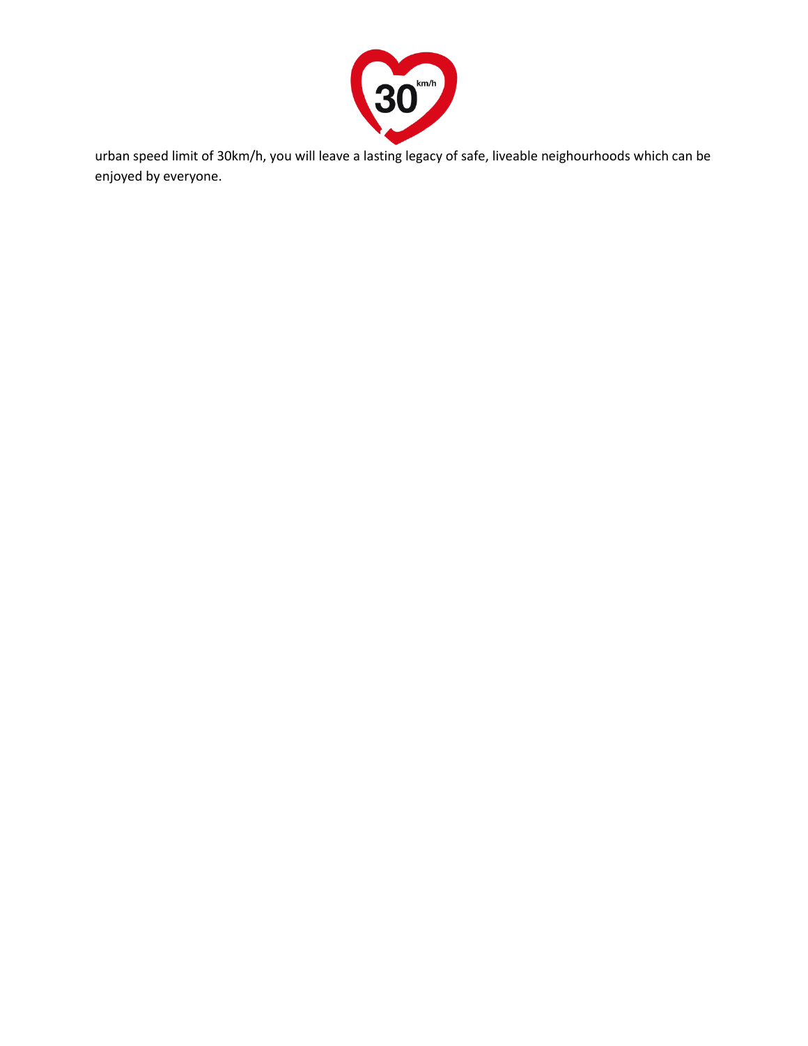urban speed limit of 30km/h, you will leave a lasting legacy of safe, liveable neighourhoods which can be enjoyed by everyone.